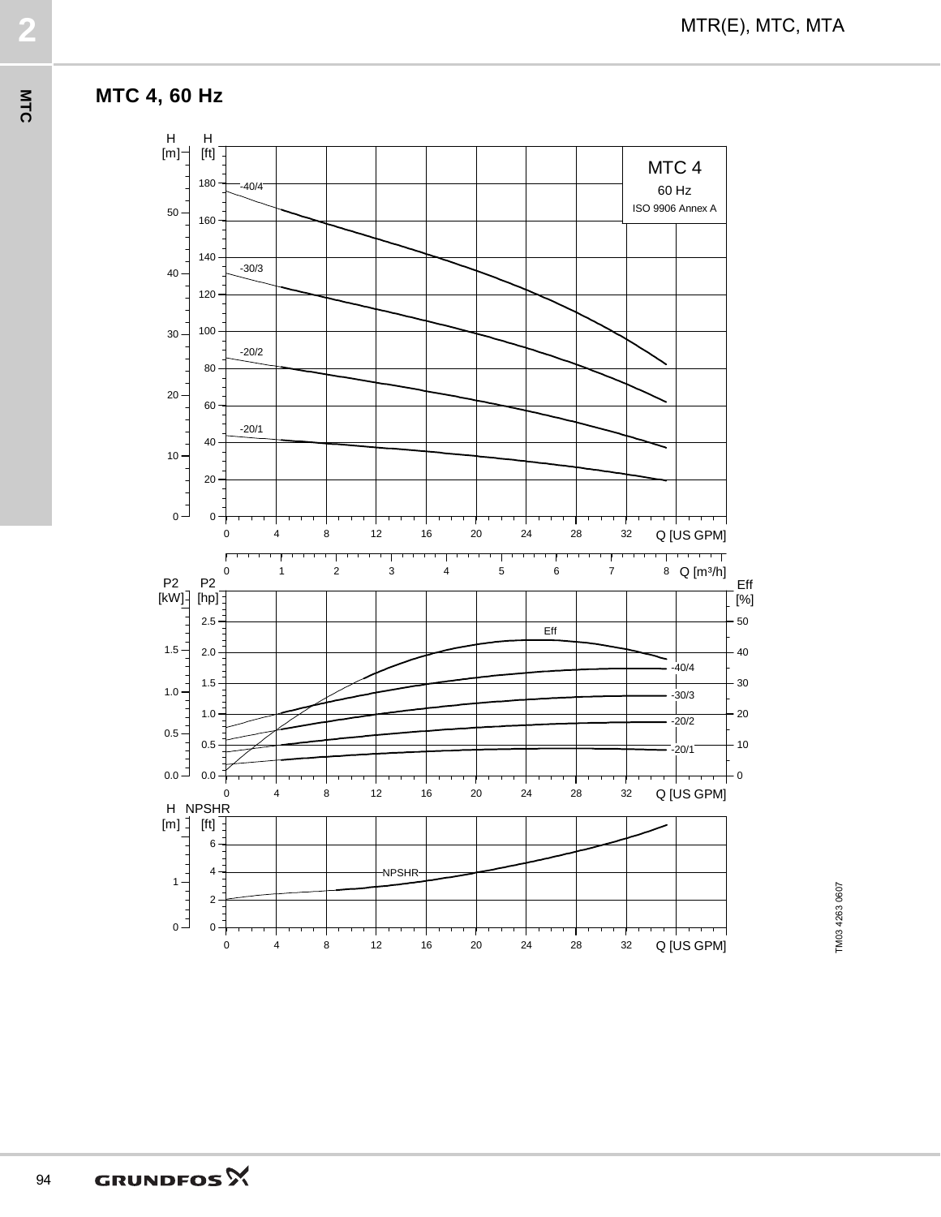## MTC 4, 60 Hz

MTC 4

60 Hz

ISO 9906 Annex A

TM03 4263 0607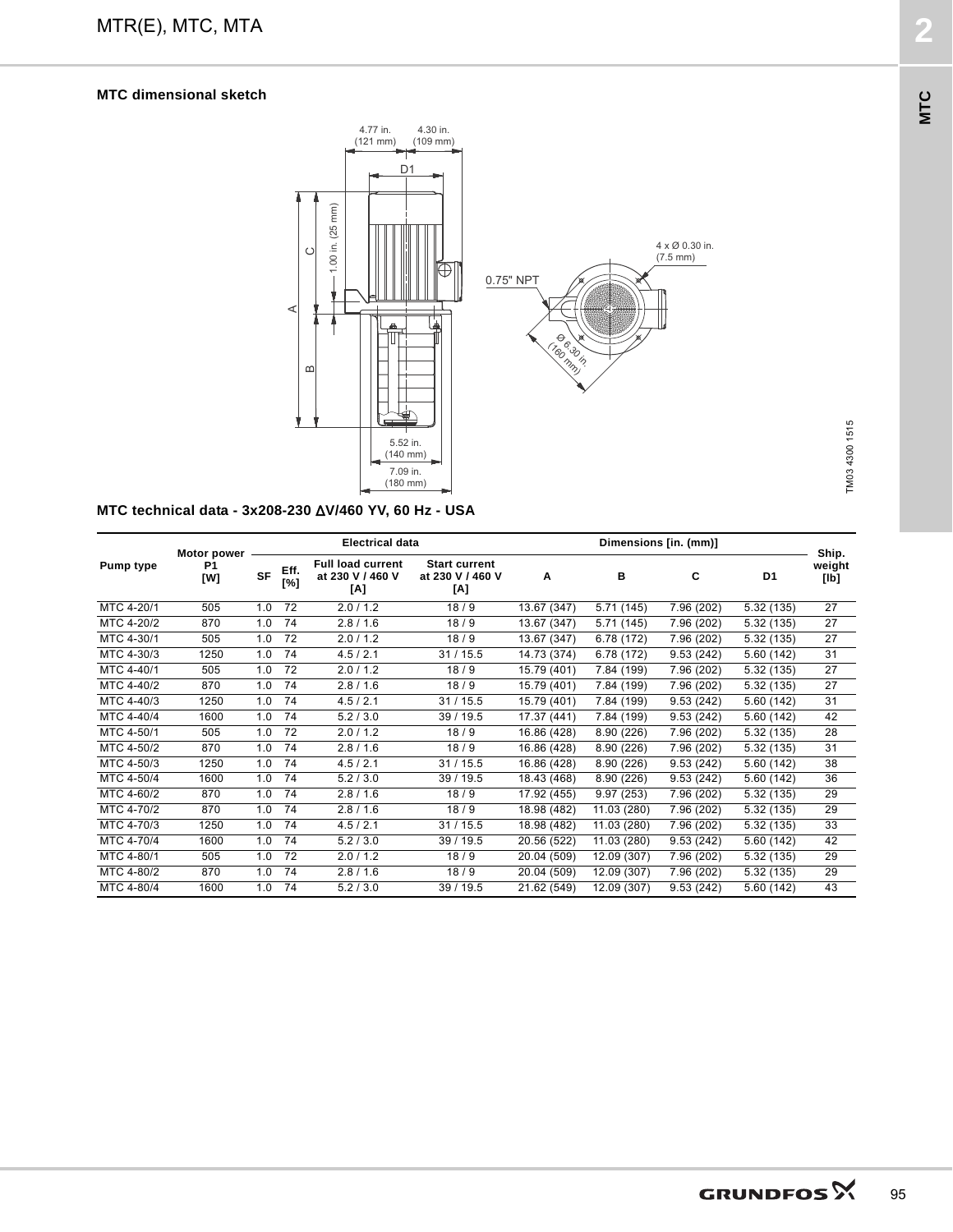## MTC dimensional sketch

4.77 in.
(121 mm)
4.30 in.
(109 mm)
D1
C
A
B
1.00 in. (25 mm)
4 x Ø 0.30 in.
(7.5 mm)
0.75" NPT
Ø 6.30 in.
(160 mm)
5.52 in.
(140 mm)
7.09 in.
(180 mm)

TM03 4300 1515

### MTC technical data - 3x208-230 ΔV/460 YV, 60 Hz - USA

| Pump type | Motor power P1 [W] | Electrical data | | | | Dimensions [in. (mm)] | | | | Ship. weight [lb] |
|---|---|---|---|---|---|---|---|---|---|---|
| | | SF | Eff. [%] | Full load current at 230 V / 460 V [A] | Start current at 230 V / 460 V [A] | A | B | C | D1 | |
| MTC 4-20/1 | 505 | 1.0 | 72 | 2.0 / 1.2 | 18 / 9 | 13.67 (347) | 5.71 (145) | 7.96 (202) | 5.32 (135) | 27 |
| MTC 4-20/2 | 870 | 1.0 | 74 | 2.8 / 1.6 | 18 / 9 | 13.67 (347) | 5.71 (145) | 7.96 (202) | 5.32 (135) | 27 |
| MTC 4-30/1 | 505 | 1.0 | 72 | 2.0 / 1.2 | 18 / 9 | 13.67 (347) | 6.78 (172) | 7.96 (202) | 5.32 (135) | 27 |
| MTC 4-30/3 | 1250 | 1.0 | 74 | 4.5 / 2.1 | 31 / 15.5 | 14.73 (374) | 6.78 (172) | 9.53 (242) | 5.60 (142) | 31 |
| MTC 4-40/1 | 505 | 1.0 | 72 | 2.0 / 1.2 | 18 / 9 | 15.79 (401) | 7.84 (199) | 7.96 (202) | 5.32 (135) | 27 |
| MTC 4-40/2 | 870 | 1.0 | 74 | 2.8 / 1.6 | 18 / 9 | 15.79 (401) | 7.84 (199) | 7.96 (202) | 5.32 (135) | 27 |
| MTC 4-40/3 | 1250 | 1.0 | 74 | 4.5 / 2.1 | 31 / 15.5 | 15.79 (401) | 7.84 (199) | 9.53 (242) | 5.60 (142) | 31 |
| MTC 4-40/4 | 1600 | 1.0 | 74 | 5.2 / 3.0 | 39 / 19.5 | 17.37 (441) | 7.84 (199) | 9.53 (242) | 5.60 (142) | 42 |
| MTC 4-50/1 | 505 | 1.0 | 72 | 2.0 / 1.2 | 18 / 9 | 16.86 (428) | 8.90 (226) | 7.96 (202) | 5.32 (135) | 28 |
| MTC 4-50/2 | 870 | 1.0 | 74 | 2.8 / 1.6 | 18 / 9 | 16.86 (428) | 8.90 (226) | 7.96 (202) | 5.32 (135) | 31 |
| MTC 4-50/3 | 1250 | 1.0 | 74 | 4.5 / 2.1 | 31 / 15.5 | 16.86 (428) | 8.90 (226) | 9.53 (242) | 5.60 (142) | 38 |
| MTC 4-50/4 | 1600 | 1.0 | 74 | 5.2 / 3.0 | 39 / 19.5 | 18.43 (468) | 8.90 (226) | 9.53 (242) | 5.60 (142) | 36 |
| MTC 4-60/2 | 870 | 1.0 | 74 | 2.8 / 1.6 | 18 / 9 | 17.92 (455) | 9.97 (253) | 7.96 (202) | 5.32 (135) | 29 |
| MTC 4-70/2 | 870 | 1.0 | 74 | 2.8 / 1.6 | 18 / 9 | 18.98 (482) | 11.03 (280) | 7.96 (202) | 5.32 (135) | 29 |
| MTC 4-70/3 | 1250 | 1.0 | 74 | 4.5 / 2.1 | 31 / 15.5 | 18.98 (482) | 11.03 (280) | 7.96 (202) | 5.32 (135) | 33 |
| MTC 4-70/4 | 1600 | 1.0 | 74 | 5.2 / 3.0 | 39 / 19.5 | 20.56 (522) | 11.03 (280) | 9.53 (242) | 5.60 (142) | 42 |
| MTC 4-80/1 | 505 | 1.0 | 72 | 2.0 / 1.2 | 18 / 9 | 20.04 (509) | 12.09 (307) | 7.96 (202) | 5.32 (135) | 29 |
| MTC 4-80/2 | 870 | 1.0 | 74 | 2.8 / 1.6 | 18 / 9 | 20.04 (509) | 12.09 (307) | 7.96 (202) | 5.32 (135) | 29 |
| MTC 4-80/4 | 1600 | 1.0 | 74 | 5.2 / 3.0 | 39 / 19.5 | 21.62 (549) | 12.09 (307) | 9.53 (242) | 5.60 (142) | 43 |